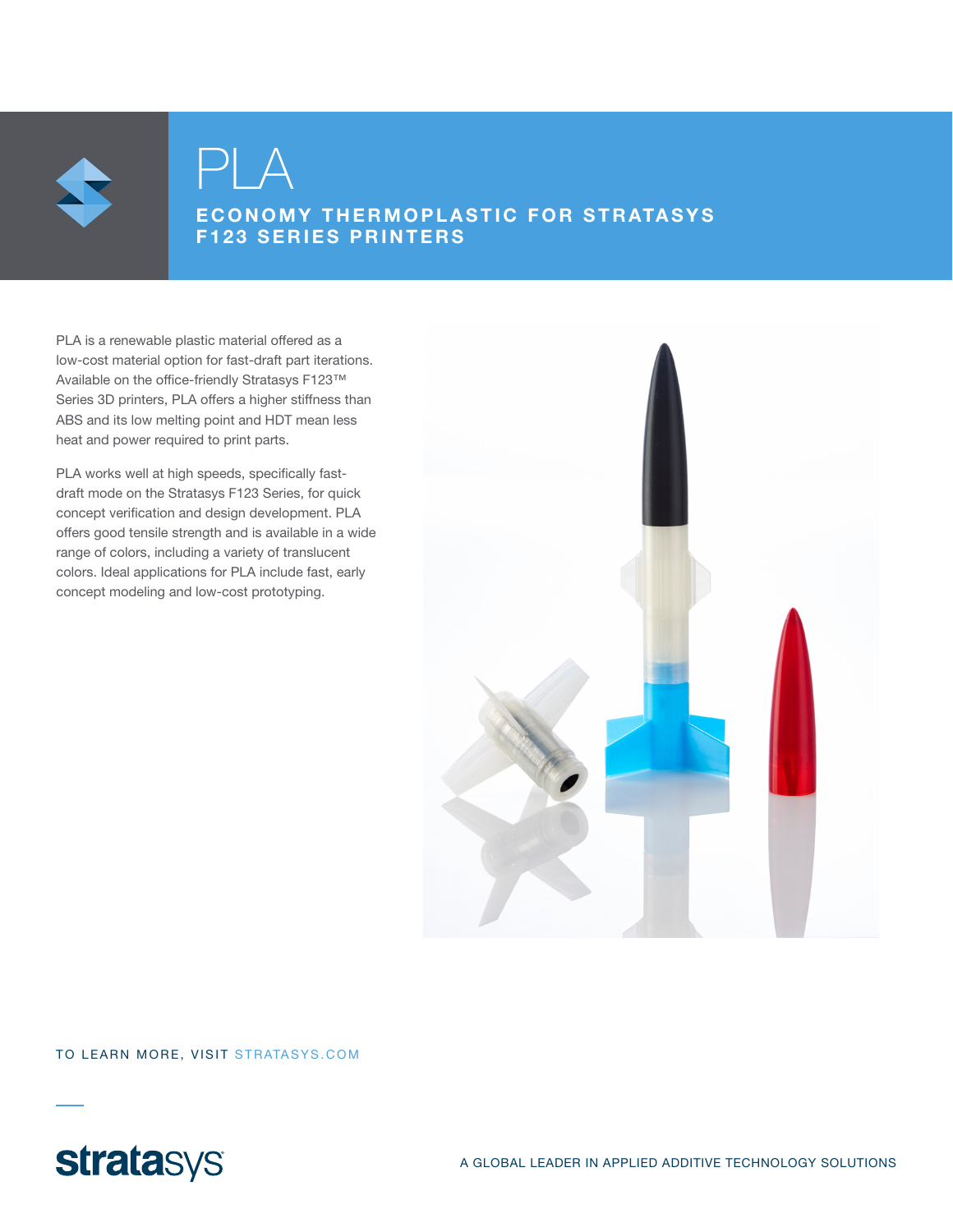# PLA

## ECONOMY THERMOPLASTIC FOR STRATASYS F123 SERIES PRINTERS

PLA is a renewable plastic material offered as a low-cost material option for fast-draft part iterations. Available on the office-friendly Stratasys F123™ Series 3D printers, PLA offers a higher stiffness than ABS and its low melting point and HDT mean less heat and power required to print parts.

PLA works well at high speeds, specifically fast-draft mode on the Stratasys F123 Series, for quick concept verification and design development. PLA offers good tensile strength and is available in a wide range of colors, including a variety of translucent colors. Ideal applications for PLA include fast, early concept modeling and low-cost prototyping.

TO LEARN MORE, VISIT STRATASYS.COM

stratasys

A GLOBAL LEADER IN APPLIED ADDITIVE TECHNOLOGY SOLUTIONS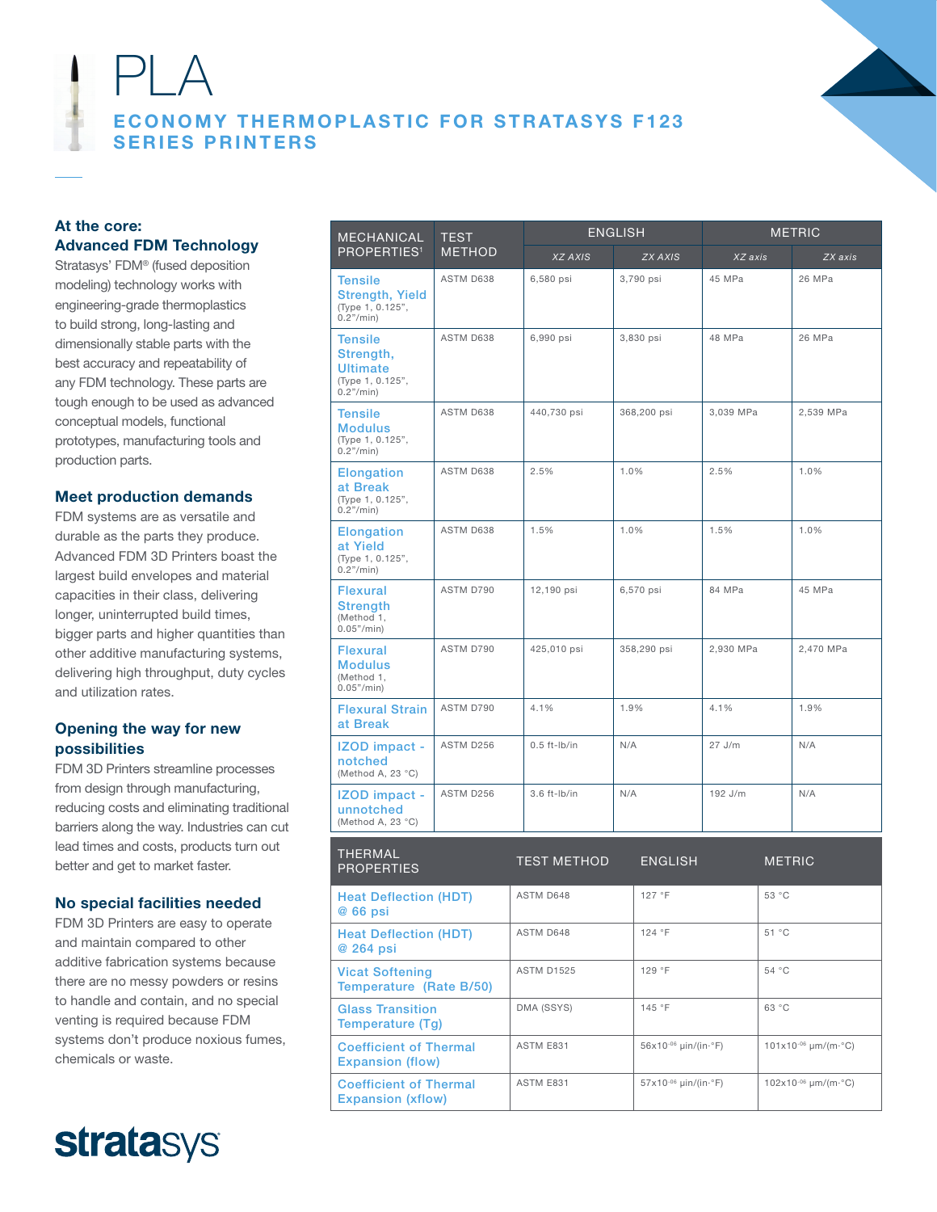# PLA

## ECONOMY THERMOPLASTIC FOR STRATASYS F123 SERIES PRINTERS

### At the core: Advanced FDM Technology

Stratasys' FDM® (fused deposition modeling) technology works with engineering-grade thermoplastics to build strong, long-lasting and dimensionally stable parts with the best accuracy and repeatability of any FDM technology. These parts are tough enough to be used as advanced conceptual models, functional prototypes, manufacturing tools and production parts.

### Meet production demands

FDM systems are as versatile and durable as the parts they produce. Advanced FDM 3D Printers boast the largest build envelopes and material capacities in their class, delivering longer, uninterrupted build times, bigger parts and higher quantities than other additive manufacturing systems, delivering high throughput, duty cycles and utilization rates.

### Opening the way for new possibilities

FDM 3D Printers streamline processes from design through manufacturing, reducing costs and eliminating traditional barriers along the way. Industries can cut lead times and costs, products turn out better and get to market faster.

### No special facilities needed

FDM 3D Printers are easy to operate and maintain compared to other additive fabrication systems because there are no messy powders or resins to handle and contain, and no special venting is required because FDM systems don't produce noxious fumes, chemicals or waste.

| MECHANICAL PROPERTIES[1] | TEST METHOD | ENGLISH | | METRIC | |
|---|---|---|---|---|---|
| | | XZ AXIS | ZX AXIS | XZ axis | ZX axis |
| Tensile Strength, Yield (Type 1, 0.125", 0.2"/min) | ASTM D638 | 6,580 psi | 3,790 psi | 45 MPa | 26 MPa |
| Tensile Strength, Ultimate (Type 1, 0.125", 0.2"/min) | ASTM D638 | 6,990 psi | 3,830 psi | 48 MPa | 26 MPa |
| Tensile Modulus (Type 1, 0.125", 0.2"/min) | ASTM D638 | 440,730 psi | 368,200 psi | 3,039 MPa | 2,539 MPa |
| Elongation at Break (Type 1, 0.125", 0.2"/min) | ASTM D638 | 2.5% | 1.0% | 2.5% | 1.0% |
| Elongation at Yield (Type 1, 0.125", 0.2"/min) | ASTM D638 | 1.5% | 1.0% | 1.5% | 1.0% |
| Flexural Strength (Method 1, 0.05"/min) | ASTM D790 | 12,190 psi | 6,570 psi | 84 MPa | 45 MPa |
| Flexural Modulus (Method 1, 0.05"/min) | ASTM D790 | 425,010 psi | 358,290 psi | 2,930 MPa | 2,470 MPa |
| Flexural Strain at Break | ASTM D790 | 4.1% | 1.9% | 4.1% | 1.9% |
| IZOD impact - notched (Method A, 23 °C) | ASTM D256 | 0.5 ft-lb/in | N/A | 27 J/m | N/A |
| IZOD impact - unnotched (Method A, 23 °C) | ASTM D256 | 3.6 ft-lb/in | N/A | 192 J/m | N/A |

| THERMAL PROPERTIES | TEST METHOD | ENGLISH | METRIC |
|---|---|---|---|
| Heat Deflection (HDT) @ 66 psi | ASTM D648 | 127 °F | 53 °C |
| Heat Deflection (HDT) @ 264 psi | ASTM D648 | 124 °F | 51 °C |
| Vicat Softening Temperature (Rate B/50) | ASTM D1525 | 129 °F | 54 °C |
| Glass Transition Temperature (Tg) | DMA (SSYS) | 145 °F | 63 °C |
| Coefficient of Thermal Expansion (flow) | ASTM E831 | $56 \times 10^{-06}$ µin/(in·°F) | $101 \times 10^{-06}$ µm/(m·°C) |
| Coefficient of Thermal Expansion (xflow) | ASTM E831 | $57 \times 10^{-06}$ µin/(in·°F) | $102 \times 10^{-06}$ µm/(m·°C) |

stratasys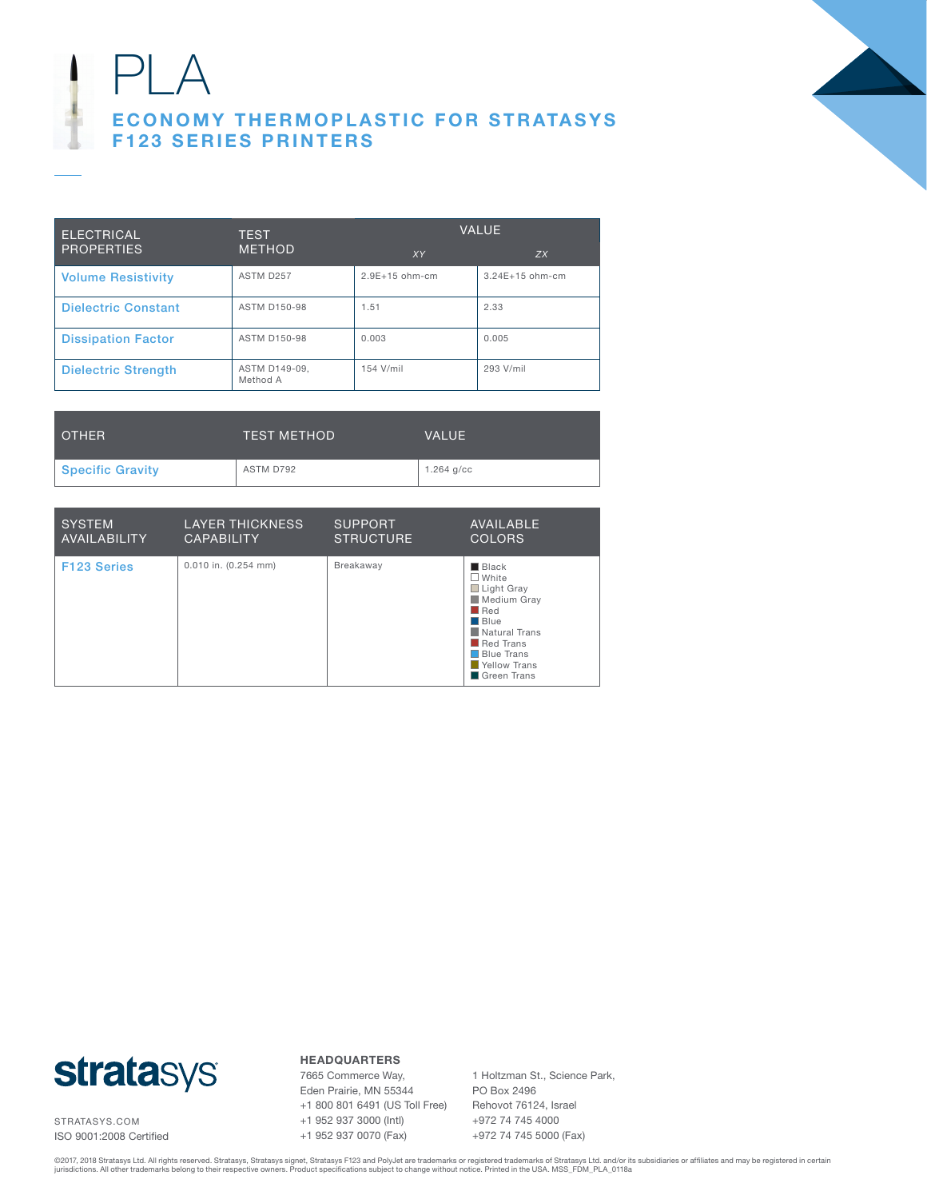# PLA

## ECONOMY THERMOPLASTIC FOR STRATASYS F123 SERIES PRINTERS

| ELECTRICAL PROPERTIES | TEST METHOD | VALUE | |
|---|---|---|---|
| | | *XY* | *ZX* |
| Volume Resistivity | ASTM D257 | 2.9E+15 ohm-cm | 3.24E+15 ohm-cm |
| Dielectric Constant | ASTM D150-98 | 1.51 | 2.33 |
| Dissipation Factor | ASTM D150-98 | 0.003 | 0.005 |
| Dielectric Strength | ASTM D149-09, Method A | 154 V/mil | 293 V/mil |

| OTHER | TEST METHOD | VALUE |
|---|---|---|
| Specific Gravity | ASTM D792 | 1.264 g/cc |

| SYSTEM AVAILABILITY | LAYER THICKNESS CAPABILITY | SUPPORT STRUCTURE | AVAILABLE COLORS |
|---|---|---|---|
| F123 Series | 0.010 in. (0.254 mm) | Breakaway | Black<br>White<br>Light Gray<br>Medium Gray<br>Red<br>Blue<br>Natural Trans<br>Red Trans<br>Blue Trans<br>Yellow Trans<br>Green Trans |

stratasys

STRATASYS.COM
ISO 9001:2008 Certified

**HEADQUARTERS**

7665 Commerce Way,
Eden Prairie, MN 55344
+1 800 801 6491 (US Toll Free)
+1 952 937 3000 (Intl)
+1 952 937 0070 (Fax)

1 Holtzman St., Science Park,
PO Box 2496
Rehovot 76124, Israel
+972 74 745 4000
+972 74 745 5000 (Fax)

©2017, 2018 Stratasys Ltd. All rights reserved. Stratasys, Stratasys signet, Stratasys F123 and PolyJet are trademarks or registered trademarks of Stratasys Ltd. and/or its subsidiaries or affiliates and may be registered in certain jurisdictions. All other trademarks belong to their respective owners. Product specifications subject to change without notice. Printed in the USA. MSS_FDM_PLA_0118a